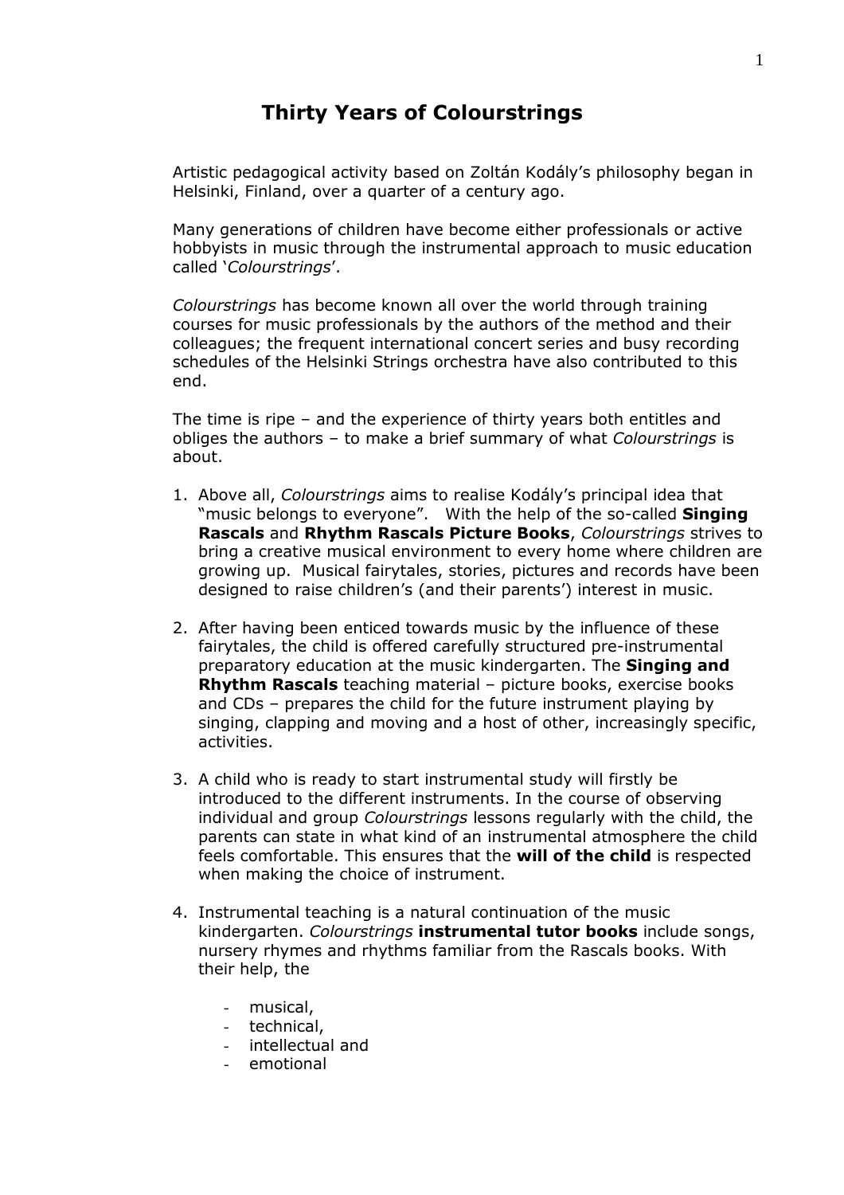# Thirty Years of Colourstrings

Artistic pedagogical activity based on Zoltán Kodály's philosophy began in Helsinki, Finland, over a quarter of a century ago.

Many generations of children have become either professionals or active hobbyists in music through the instrumental approach to music education called '*Colourstrings*'.

*Colourstrings* has become known all over the world through training courses for music professionals by the authors of the method and their colleagues; the frequent international concert series and busy recording schedules of the Helsinki Strings orchestra have also contributed to this end.

The time is ripe – and the experience of thirty years both entitles and obliges the authors – to make a brief summary of what *Colourstrings* is about.

1. Above all, *Colourstrings* aims to realise Kodály's principal idea that "music belongs to everyone". With the help of the so-called **Singing Rascals** and **Rhythm Rascals Picture Books**, *Colourstrings* strives to bring a creative musical environment to every home where children are growing up. Musical fairytales, stories, pictures and records have been designed to raise children's (and their parents') interest in music.

2. After having been enticed towards music by the influence of these fairytales, the child is offered carefully structured pre-instrumental preparatory education at the music kindergarten. The **Singing and Rhythm Rascals** teaching material – picture books, exercise books and CDs – prepares the child for the future instrument playing by singing, clapping and moving and a host of other, increasingly specific, activities.

3. A child who is ready to start instrumental study will firstly be introduced to the different instruments. In the course of observing individual and group *Colourstrings* lessons regularly with the child, the parents can state in what kind of an instrumental atmosphere the child feels comfortable. This ensures that the **will of the child** is respected when making the choice of instrument.

4. Instrumental teaching is a natural continuation of the music kindergarten. *Colourstrings* **instrumental tutor books** include songs, nursery rhymes and rhythms familiar from the Rascals books. With their help, the

    - musical,
    - technical,
    - intellectual and
    - emotional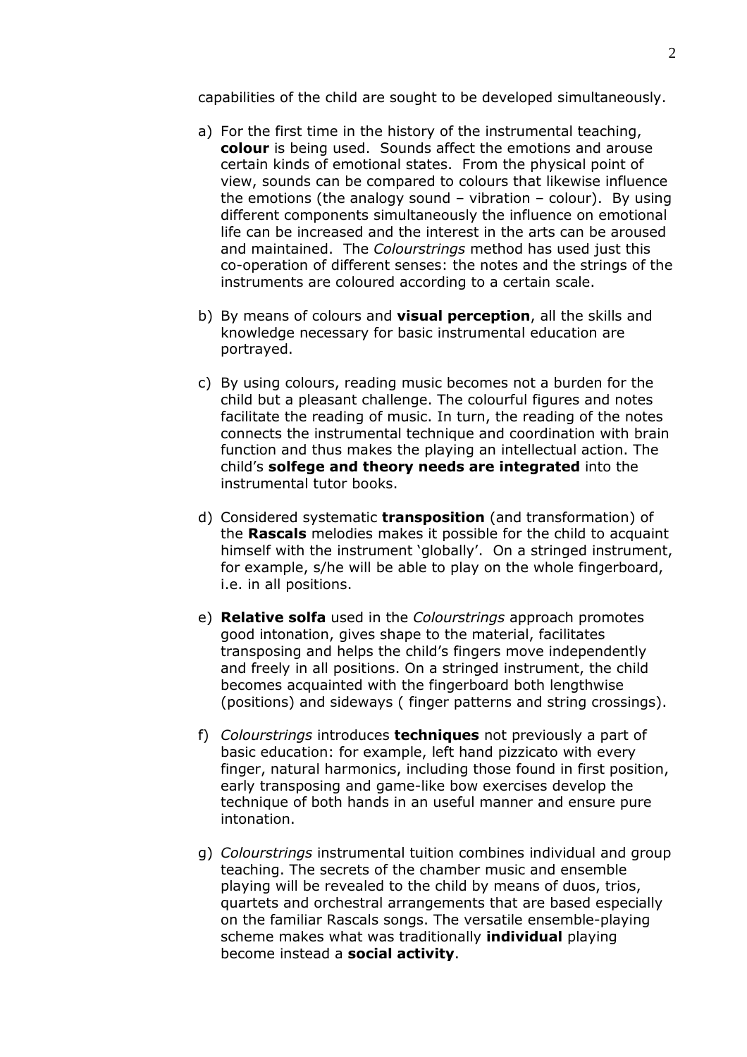capabilities of the child are sought to be developed simultaneously.

a) For the first time in the history of the instrumental teaching, **colour** is being used. Sounds affect the emotions and arouse certain kinds of emotional states. From the physical point of view, sounds can be compared to colours that likewise influence the emotions (the analogy sound – vibration – colour). By using different components simultaneously the influence on emotional life can be increased and the interest in the arts can be aroused and maintained. The *Colourstrings* method has used just this co-operation of different senses: the notes and the strings of the instruments are coloured according to a certain scale.

b) By means of colours and **visual perception**, all the skills and knowledge necessary for basic instrumental education are portrayed.

c) By using colours, reading music becomes not a burden for the child but a pleasant challenge. The colourful figures and notes facilitate the reading of music. In turn, the reading of the notes connects the instrumental technique and coordination with brain function and thus makes the playing an intellectual action. The child's **solfege and theory needs are integrated** into the instrumental tutor books.

d) Considered systematic **transposition** (and transformation) of the **Rascals** melodies makes it possible for the child to acquaint himself with the instrument 'globally'. On a stringed instrument, for example, s/he will be able to play on the whole fingerboard, i.e. in all positions.

e) **Relative solfa** used in the *Colourstrings* approach promotes good intonation, gives shape to the material, facilitates transposing and helps the child's fingers move independently and freely in all positions. On a stringed instrument, the child becomes acquainted with the fingerboard both lengthwise (positions) and sideways ( finger patterns and string crossings).

f) *Colourstrings* introduces **techniques** not previously a part of basic education: for example, left hand pizzicato with every finger, natural harmonics, including those found in first position, early transposing and game-like bow exercises develop the technique of both hands in an useful manner and ensure pure intonation.

g) *Colourstrings* instrumental tuition combines individual and group teaching. The secrets of the chamber music and ensemble playing will be revealed to the child by means of duos, trios, quartets and orchestral arrangements that are based especially on the familiar Rascals songs. The versatile ensemble-playing scheme makes what was traditionally **individual** playing become instead a **social activity**.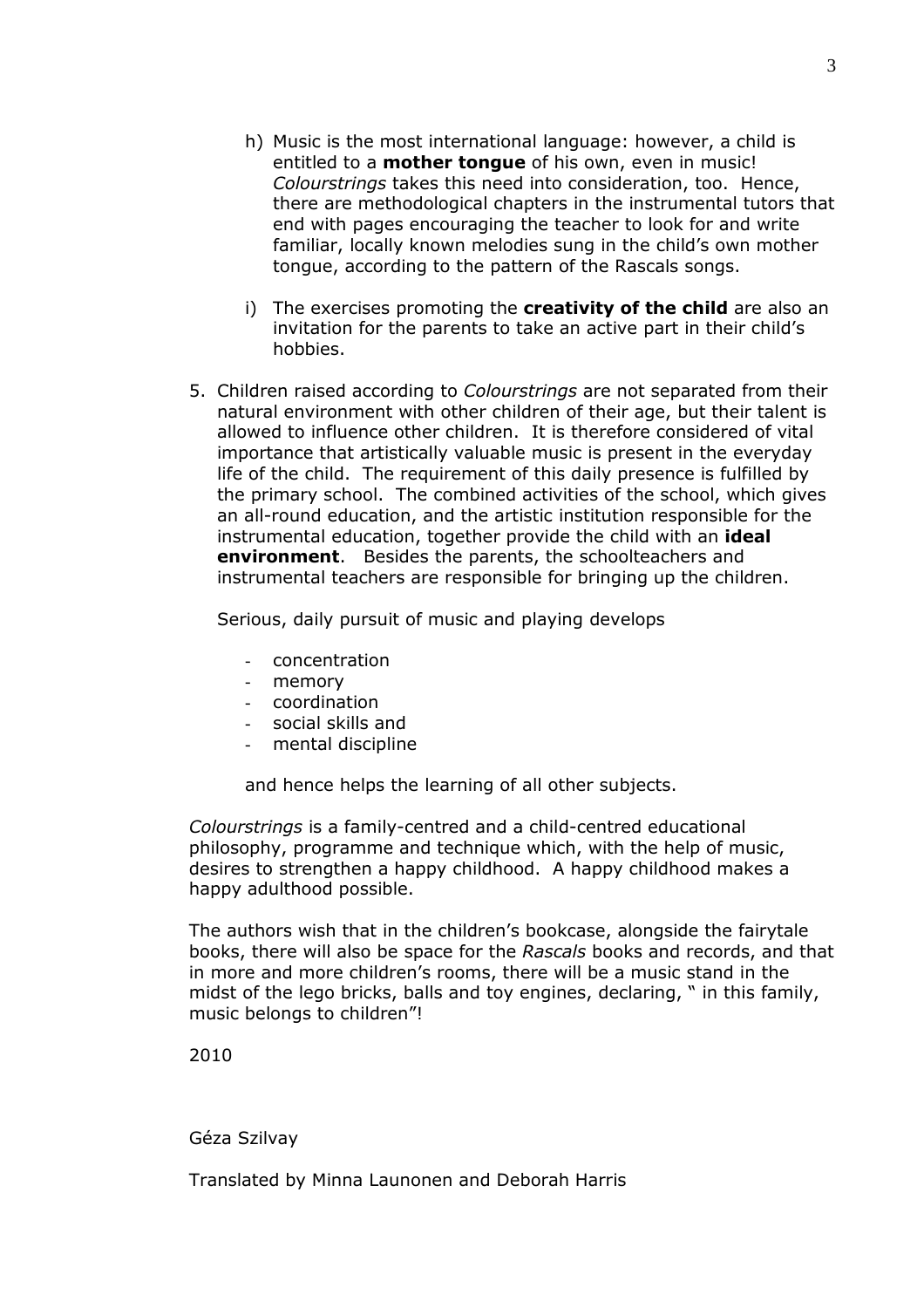h) Music is the most international language: however, a child is entitled to a **mother tongue** of his own, even in music! *Colourstrings* takes this need into consideration, too. Hence, there are methodological chapters in the instrumental tutors that end with pages encouraging the teacher to look for and write familiar, locally known melodies sung in the child's own mother tongue, according to the pattern of the Rascals songs.

i) The exercises promoting the **creativity of the child** are also an invitation for the parents to take an active part in their child's hobbies.

5. Children raised according to *Colourstrings* are not separated from their natural environment with other children of their age, but their talent is allowed to influence other children. It is therefore considered of vital importance that artistically valuable music is present in the everyday life of the child. The requirement of this daily presence is fulfilled by the primary school. The combined activities of the school, which gives an all-round education, and the artistic institution responsible for the instrumental education, together provide the child with an **ideal environment**. Besides the parents, the schoolteachers and instrumental teachers are responsible for bringing up the children.

   Serious, daily pursuit of music and playing develops

   - concentration
   - memory
   - coordination
   - social skills and
   - mental discipline

   and hence helps the learning of all other subjects.

*Colourstrings* is a family-centred and a child-centred educational philosophy, programme and technique which, with the help of music, desires to strengthen a happy childhood. A happy childhood makes a happy adulthood possible.

The authors wish that in the children's bookcase, alongside the fairytale books, there will also be space for the *Rascals* books and records, and that in more and more children's rooms, there will be a music stand in the midst of the lego bricks, balls and toy engines, declaring, " in this family, music belongs to children"!

2010

Géza Szilvay

Translated by Minna Launonen and Deborah Harris